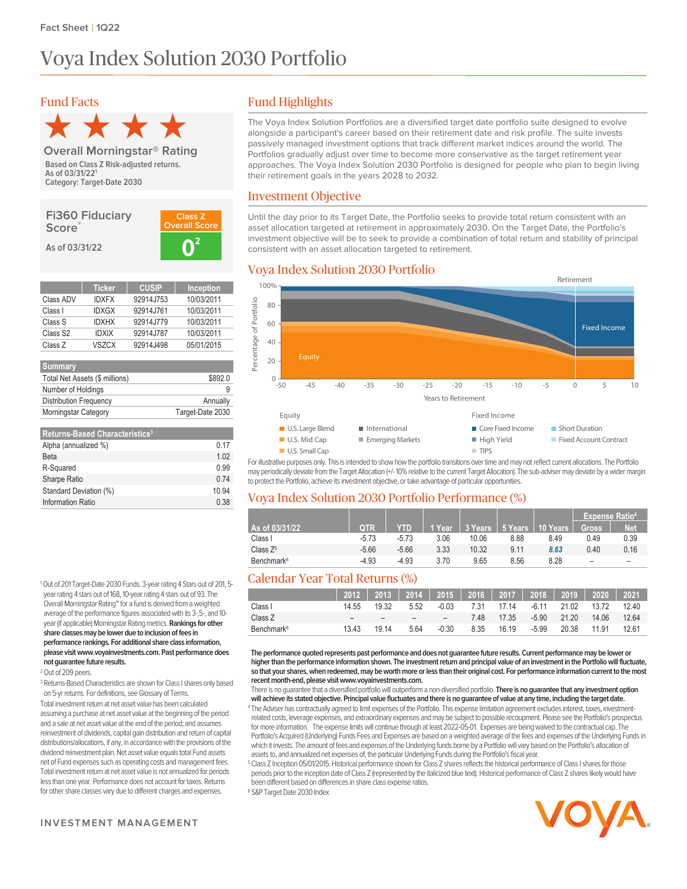Fact Sheet | 1Q22

# Voya Index Solution 2030 Portfolio

## Fund Facts

★★★★

**Overall Morningstar® Rating**

Based on Class Z Risk-adjusted returns.
As of 03/31/22[1]
Category: Target-Date 2030

**Fi360 Fiduciary Score®**

As of 03/31/22

Class Z Overall Score: 0[2]

| | Ticker | CUSIP | Inception |
|---|---|---|---|
| Class ADV | IDXFX | 92914J753 | 10/03/2011 |
| Class I | IDXGX | 92914J761 | 10/03/2011 |
| Class S | IDXHX | 92914J779 | 10/03/2011 |
| Class S2 | IDXIX | 92914J787 | 10/03/2011 |
| Class Z | VSZCX | 92914J498 | 05/01/2015 |

| Summary | |
|---|---|
| Total Net Assets ($ millions) | $892.0 |
| Number of Holdings | 9 |
| Distribution Frequency | Annually |
| Morningstar Category | Target-Date 2030 |

| Returns-Based Characteristics[3] | |
|---|---|
| Alpha (annualized %) | 0.17 |
| Beta | 1.02 |
| R-Squared | 0.99 |
| Sharpe Ratio | 0.74 |
| Standard Deviation (%) | 10.94 |
| Information Ratio | 0.38 |

[1] Out of 201 Target-Date 2030 Funds. 3-year rating 4 Stars out of 201, 5-year rating 4 stars out of 168, 10-year rating 4 stars out of 93. The Overall Morningstar Rating™ for a fund is derived from a weighted average of the performance figures associated with its 3-,5-, and 10-year (if applicable) Morningstar Rating metrics. **Rankings for other share classes may be lower due to inclusion of fees in performance rankings. For additional share class information, please visit www.voyainvestments.com. Past performance does not guarantee future results.**

[2] Out of 209 peers.

[3] Returns-Based Characteristics are shown for Class I shares only based on 5-yr returns. For definitions, see Glossary of Terms.

Total investment return at net asset value has been calculated assuming a purchase at net asset value at the beginning of the period and a sale at net asset value at the end of the period; and assumes reinvestment of dividends, capital gain distribution and return of capital distributions/allocations, if any, in accordance with the provisions of the dividend reinvestment plan. Net asset value equals total Fund assets net of Fund expenses such as operating costs and management fees. Total investment return at net asset value is not annualized for periods less than one year. Performance does not account for taxes. Returns for other share classes vary due to different charges and expenses.

## Fund Highlights

The Voya Index Solution Portfolios are a diversified target date portfolio suite designed to evolve alongside a participant's career based on their retirement date and risk profile. The suite invests passively managed investment options that track different market indices around the world. The Portfolios gradually adjust over time to become more conservative as the target retirement year approaches. The Voya Index Solution 2030 Portfolio is designed for people who plan to begin living their retirement goals in the years 2028 to 2032.

## Investment Objective

Until the day prior to its Target Date, the Portfolio seeks to provide total return consistent with an asset allocation targeted at retirement in approximately 2030. On the Target Date, the Portfolio's investment objective will be to seek to provide a combination of total return and stability of principal consistent with an asset allocation targeted to retirement.

## Voya Index Solution 2030 Portfolio

Equity: U.S. Large Blend, U.S. Mid Cap, U.S. Small Cap, International, Emerging Markets
Fixed Income: Core Fixed Income, High Yield, TIPS, Short Duration, Fixed Account Contract

For illustrative purposes only. This is intended to show how the portfolio transitions over time and may not reflect current allocations. The Portfolio may periodically deviate from the Target Allocation (+/- 10% relative to the current Target Allocation). The sub-adviser may deviate by a wider margin to protect the Portfolio, achieve its investment objective, or take advantage of particular opportunities.

## Voya Index Solution 2030 Portfolio Performance (%)

| As of 03/31/22 | QTR | YTD | 1 Year | 3 Years | 5 Years | 10 Years | Expense Ratio[4] Gross | Net |
|---|---|---|---|---|---|---|---|---|
| Class I | -5.73 | -5.73 | 3.06 | 10.06 | 8.88 | 8.49 | 0.49 | 0.39 |
| Class Z[5] | -5.66 | -5.66 | 3.33 | 10.32 | 9.11 | *8.63* | 0.40 | 0.16 |
| Benchmark[6] | -4.93 | -4.93 | 3.70 | 9.65 | 8.56 | 8.28 | – | – |

## Calendar Year Total Returns (%)

| | 2012 | 2013 | 2014 | 2015 | 2016 | 2017 | 2018 | 2019 | 2020 | 2021 |
|---|---|---|---|---|---|---|---|---|---|---|
| Class I | 14.55 | 19.32 | 5.52 | -0.03 | 7.31 | 17.14 | -6.11 | 21.02 | 13.72 | 12.40 |
| Class Z | – | – | – | – | 7.48 | 17.35 | -5.90 | 21.20 | 14.06 | 12.64 |
| Benchmark[6] | 13.43 | 19.14 | 5.64 | -0.30 | 8.35 | 16.19 | -5.99 | 20.38 | 11.91 | 12.61 |

**The performance quoted represents past performance and does not guarantee future results. Current performance may be lower or higher than the performance information shown. The investment return and principal value of an investment in the Portfolio will fluctuate, so that your shares, when redeemed, may be worth more or less than their original cost. For performance information current to the most recent month-end, please visit www.voyainvestments.com.**

There is no guarantee that a diversified portfolio will outperform a non-diversified portfolio. **There is no guarantee that any investment option will achieve its stated objective. Principal value fluctuates and there is no guarantee of value at any time, including the target date.**

[4] The Adviser has contractually agreed to limit expenses of the Portfolio. This expense limitation agreement excludes interest, taxes, investment-related costs, leverage expenses, and extraordinary expenses and may be subject to possible recoupment. Please see the Portfolio's prospectus for more information. The expense limits will continue through at least 2022-05-01. Expenses are being waived to the contractual cap. The Portfolio's Acquired (Underlying) Funds Fees and Expenses are based on a weighted average of the fees and expenses of the Underlying Funds in which it invests. The amount of fees and expenses of the Underlying funds borne by a Portfolio will vary based on the Portfolio's allocation of assets to, and annualized net expenses of, the particular Underlying Funds during the Portfolio's fiscal year.

[5] Class Z Inception 05/01/2015. Historical performance shown for Class Z shares reflects the historical performance of Class I shares for those periods prior to the inception date of Class Z (represented by the italicized blue text). Historical performance of Class Z shares likely would have been different based on differences in share class expense ratios.

[6] S&P Target Date 2030 Index

INVESTMENT MANAGEMENT

VOYA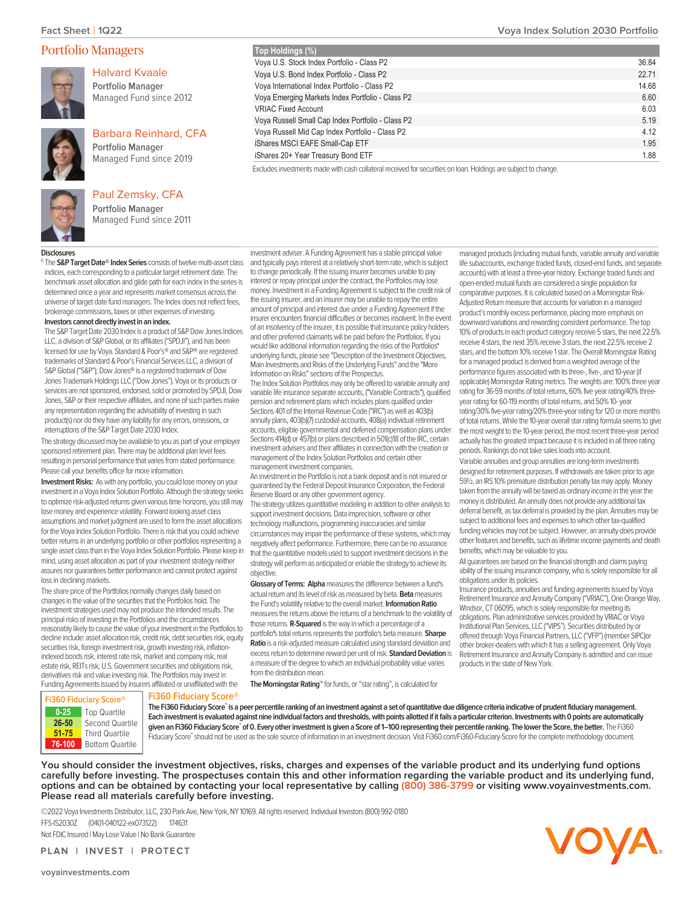## Portfolio Managers

### Halvard Kvaale
**Portfolio Manager**
Managed Fund since 2012

### Barbara Reinhard, CFA
**Portfolio Manager**
Managed Fund since 2019

### Paul Zemsky, CFA
**Portfolio Manager**
Managed Fund since 2011

| Top Holdings (%) | |
|---|---|
| Voya U.S. Stock Index Portfolio - Class P2 | 36.84 |
| Voya U.S. Bond Index Portfolio - Class P2 | 22.71 |
| Voya International Index Portfolio - Class P2 | 14.68 |
| Voya Emerging Markets Index Portfolio - Class P2 | 6.60 |
| VRIAC Fixed Account | 6.03 |
| Voya Russell Small Cap Index Portfolio - Class P2 | 5.19 |
| Voya Russell Mid Cap Index Portfolio - Class P2 | 4.12 |
| iShares MSCI EAFE Small-Cap ETF | 1.95 |
| iShares 20+ Year Treasury Bond ETF | 1.88 |

Excludes investments made with cash collateral received for securities on loan. Holdings are subject to change.

**Disclosures**

[6] The **S&P Target Date® Index Series** consists of twelve multi-asset class indices, each corresponding to a particular target retirement date. The benchmark asset allocation and glide path for each index in the series is determined once a year and represents market consensus across the universe of target date fund managers. The Index does not reflect fees, brokerage commissions, taxes or other expenses of investing.

**Investors cannot directly invest in an index.**

The S&P Target Date 2030 Index is a product of S&P Dow Jones Indices LLC, a division of S&P Global, or its affiliates ("SPDJI"), and has been licensed for use by Voya. Standard & Poor's® and S&P® are registered trademarks of Standard & Poor's Financial Services LLC, a division of S&P Global ("S&P"); Dow Jones® is a registered trademark of Dow Jones Trademark Holdings LLC ("Dow Jones"). Voya or its products or services are not sponsored, endorsed, sold or promoted by SPDJI, Dow Jones, S&P or their respective affiliates, and none of such parties make any representation regarding the advisability of investing in such product(s) nor do they have any liability for any errors, omissions, or interruptions of the S&P Target Date 2030 Index.

The strategy discussed may be available to you as part of your employer sponsored retirement plan. There may be additional plan level fees resulting in personal performance that varies from stated performance. Please call your benefits office for more information.

**Investment Risks:** As with any portfolio, you could lose money on your investment in a Voya Index Solution Portfolio. Although the strategy seeks to optimize risk-adjusted returns given various time horizons, you still may lose money and experience volatility. Forward looking asset class assumptions and market judgment are used to form the asset allocations for the Voya Index Solution Portfolio. There is risk that you could achieve better returns in an underlying portfolio or other portfolios representing a single asset class than in the Voya Index Solution Portfolio. Please keep in mind, using asset allocation as part of your investment strategy neither assures nor guarantees better performance and cannot protect against loss in declining markets.

The share price of the Portfolios normally changes daily based on changes in the value of the securities that the Portfolios hold. The investment strategies used may not produce the intended results. The principal risks of investing in the Portfolios and the circumstances reasonably likely to cause the value of your investment in the Portfolios to decline include: asset allocation risk, credit risk, debt securities risk, equity securities risk, foreign investment risk, growth investing risk, inflation-indexed bonds risk, interest rate risk, market and company risk, real estate risk, REITs risk, U.S. Government securities and obligations risk, derivatives risk and value investing risk. The Portfolios may invest in Funding Agreements issued by insurers affiliated or unaffiliated with the investment adviser. A Funding Agreement has a stable principal value and typically pays interest at a relatively short-term rate, which is subject to change periodically. If the issuing insurer becomes unable to pay interest or repay principal under the contract, the Portfolios may lose money. Investment in a Funding Agreement is subject to the credit risk of the issuing insurer, and an insurer may be unable to repay the entire amount of principal and interest due under a Funding Agreement if the insurer encounters financial difficulties or becomes insolvent. In the event of an insolvency of the insurer, it is possible that insurance policy holders and other preferred claimants will be paid before the Portfolios. If you would like additional information regarding the risks of the Portfolios' underlying funds, please see "Description of the Investment Objectives, Main Investments and Risks of the Underlying Funds" and the "More Information on Risks" sections of the Prospectus.

The Index Solution Portfolios may only be offered to variable annuity and variable life insurance separate accounts, ("Variable Contracts"), qualified pension and retirement plans which includes plans qualified under Sections 401 of the Internal Revenue Code ("IRC") as well as 403(b) annuity plans, 403(b)(7) custodial accounts, 408(a) individual retirement accounts, eligible governmental and deferred compensation plans under Sections 414(d) or 457(b) or plans described in 501(c)18 of the IRC, certain investment advisers and their affiliates in connection with the creation or management of the Index Solution Portfolios and certain other management investment companies.

An investment in the Portfolio is not a bank deposit and is not insured or guaranteed by the Federal Deposit Insurance Corporation, the Federal Reserve Board or any other government agency.

The strategy utilizes quantitative modeling in addition to other analysis to support investment decisions. Data imprecision, software or other technology malfunctions, programming inaccuracies and similar circumstances may impair the performance of these systems, which may negatively affect performance. Furthermore, there can be no assurance that the quantitative models used to support investment decisions in the strategy will perform as anticipated or enable the strategy to achieve its objective.

**Glossary of Terms: Alpha** measures the difference between a fund's actual return and its level of risk as measured by beta. **Beta** measures the Fund's volatility relative to the overall market. **Information Ratio** measures the returns above the returns of a benchmark to the volatility of those returns. **R-Squared** is the way in which a percentage of a portfolio's total returns represents the portfolio's beta measure. **Sharpe Ratio** is a risk-adjusted measure calculated using standard deviation and excess return to determine reward per unit of risk. **Standard Deviation** is a measure of the degree to which an individual probability value varies from the distribution mean.

**The Morningstar Rating**™ for funds, or "star rating", is calculated for managed products (including mutual funds, variable annuity and variable life subaccounts, exchange traded funds, closed-end funds, and separate accounts) with at least a three-year history. Exchange traded funds and open-ended mutual funds are considered a single population for comparative purposes. It is calculated based on a Morningstar Risk-Adjusted Return measure that accounts for variation in a managed product's monthly excess performance, placing more emphasis on downward variations and rewarding consistent performance. The top 10% of products in each product category receive 5 stars, the next 22.5% receive 4 stars, the next 35% receive 3 stars, the next 22.5% receive 2 stars, and the bottom 10% receive 1 star. The Overall Morningstar Rating for a managed product is derived from a weighted average of the performance figures associated with its three-, five-, and 10-year (if applicable) Morningstar Rating metrics. The weights are: 100% three year rating for 36-59 months of total returns, 60% five year rating/40% three-year rating for 60-119 months of total returns, and 50% 10- year rating/30% five-year rating/20% three-year rating for 120 or more months of total returns. While the 10-year overall star rating formula seems to give the most weight to the 10-year period, the most recent three-year period actually has the greatest impact because it is included in all three rating periods. Rankings do not take sales loads into account.

Variable annuities and group annuities are long-term investments designed for retirement purposes. If withdrawals are taken prior to age 59½, an IRS 10% premature distribution penalty tax may apply. Money taken from the annuity will be taxed as ordinary income in the year the money is distributed. An annuity does not provide any additional tax deferral benefit, as tax deferral is provided by the plan. Annuities may be subject to additional fees and expenses to which other tax-qualified funding vehicles may not be subject. However, an annuity does provide other features and benefits, such as lifetime income payments and death benefits, which may be valuable to you.

All guarantees are based on the financial strength and claims paying ability of the issuing insurance company, who is solely responsible for all obligations under its policies.

Insurance products, annuities and funding agreements issued by Voya Retirement Insurance and Annuity Company ("VRIAC"), One Orange Way, Windsor, CT 06095, which is solely responsible for meeting its obligations. Plan administrative services provided by VRIAC or Voya Institutional Plan Services, LLC ("VIPS"). Securities distributed by or offered through Voya Financial Partners, LLC ("VFP") (member SIPC)or other broker-dealers with which it has a selling agreement. Only Voya Retirement Insurance and Annuity Company is admitted and can issue products in the state of New York.

| Fi360 Fiduciary Score® | |
|---|---|
| 0-25 | Top Quartile |
| 26-50 | Second Quartile |
| 51-75 | Third Quartile |
| 76-100 | Bottom Quartile |

**Fi360 Fiduciary Score®**

**The Fi360 Fiduciary Score® is a peer percentile ranking of an investment against a set of quantitative due diligence criteria indicative of prudent fiduciary management. Each investment is evaluated against nine individual factors and thresholds, with points allotted if it fails a particular criterion. Investments with 0 points are automatically given an Fi360 Fiduciary Score® of 0. Every other investment is given a Score of 1–100 representing their percentile ranking. The lower the Score, the better.** The Fi360 Fiduciary Score® should not be used as the sole source of information in an investment decision. Visit Fi360.com/Fi360-Fiduciary-Score for the complete methodology document.

**You should consider the investment objectives, risks, charges and expenses of the variable product and its underlying fund options carefully before investing. The prospectuses contain this and other information regarding the variable product and its underlying fund, options and can be obtained by contacting your local representative by calling (800) 386-3799 or visiting www.voyainvestments.com. Please read all materials carefully before investing.**

©2022 Voya Investments Distributor, LLC, 230 Park Ave, New York, NY 10169. All rights reserved. Individual Investors (800) 992-0180

FFS-IS2030Z (0401-040122-ex073122) 174631

Not FDIC Insured | May Lose Value | No Bank Guarantee

PLAN | INVEST | PROTECT

voyainvestments.com